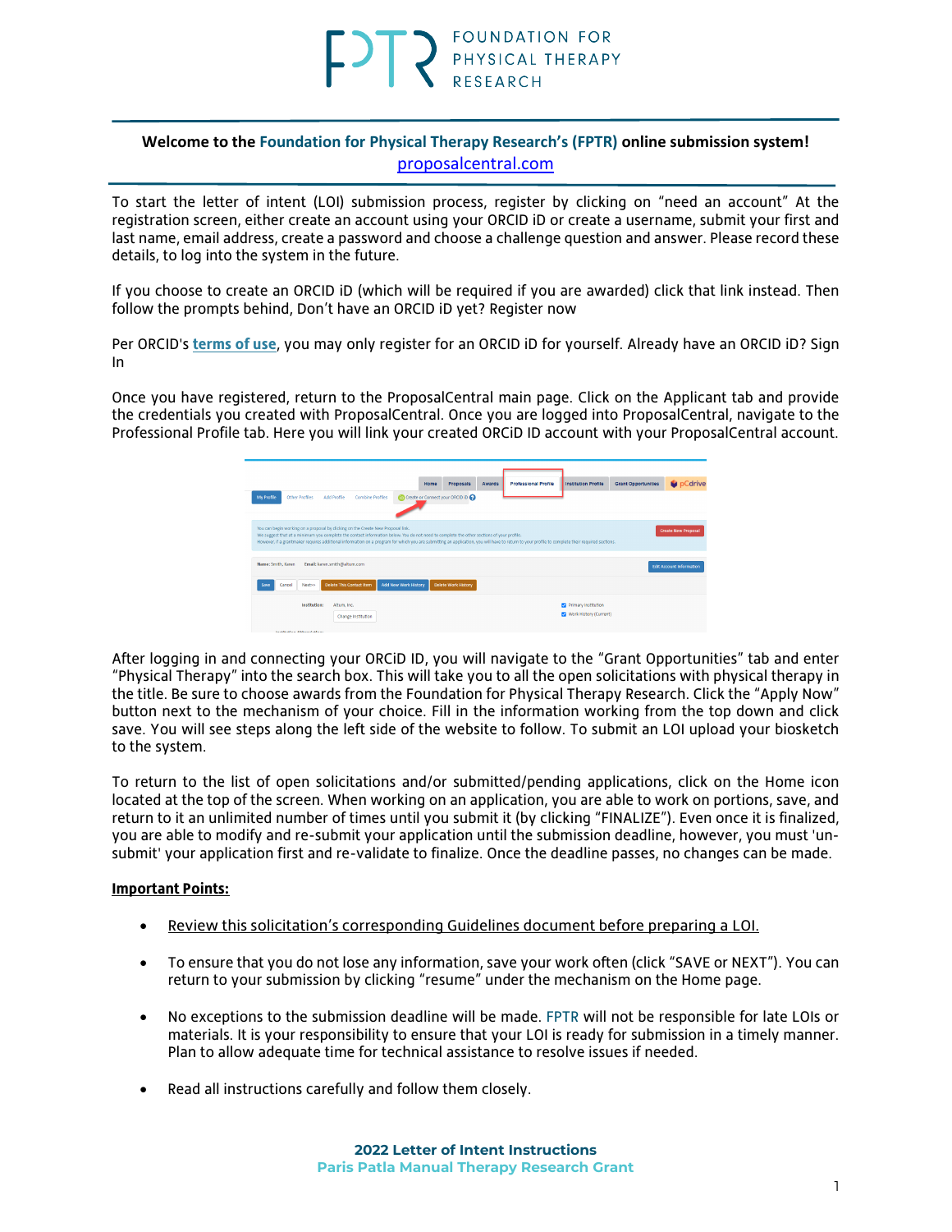FOUNDATION FOR PHYSICAL THERAPY RESEARCH

**Welcome to the Foundation for Physical Therapy Research's (FPTR) online submission system!**
proposalcentral.com

To start the letter of intent (LOI) submission process, register by clicking on "need an account" At the registration screen, either create an account using your ORCID iD or create a username, submit your first and last name, email address, create a password and choose a challenge question and answer. Please record these details, to log into the system in the future.

If you choose to create an ORCID iD (which will be required if you are awarded) click that link instead. Then follow the prompts behind, Don't have an ORCID iD yet? Register now

Per ORCID's **terms of use**, you may only register for an ORCID iD for yourself. Already have an ORCID iD? Sign In

Once you have registered, return to the ProposalCentral main page. Click on the Applicant tab and provide the credentials you created with ProposalCentral. Once you are logged into ProposalCentral, navigate to the Professional Profile tab. Here you will link your created ORCiD ID account with your ProposalCentral account.

After logging in and connecting your ORCiD ID, you will navigate to the "Grant Opportunities" tab and enter "Physical Therapy" into the search box. This will take you to all the open solicitations with physical therapy in the title. Be sure to choose awards from the Foundation for Physical Therapy Research. Click the "Apply Now" button next to the mechanism of your choice. Fill in the information working from the top down and click save. You will see steps along the left side of the website to follow. To submit an LOI upload your biosketch to the system.

To return to the list of open solicitations and/or submitted/pending applications, click on the Home icon located at the top of the screen. When working on an application, you are able to work on portions, save, and return to it an unlimited number of times until you submit it (by clicking "FINALIZE"). Even once it is finalized, you are able to modify and re-submit your application until the submission deadline, however, you must 'un-submit' your application first and re-validate to finalize. Once the deadline passes, no changes can be made.

**Important Points:**

- Review this solicitation's corresponding Guidelines document before preparing a LOI.
- To ensure that you do not lose any information, save your work often (click "SAVE or NEXT"). You can return to your submission by clicking "resume" under the mechanism on the Home page.
- No exceptions to the submission deadline will be made. FPTR will not be responsible for late LOIs or materials. It is your responsibility to ensure that your LOI is ready for submission in a timely manner. Plan to allow adequate time for technical assistance to resolve issues if needed.
- Read all instructions carefully and follow them closely.

**2022 Letter of Intent Instructions**
**Paris Patla Manual Therapy Research Grant**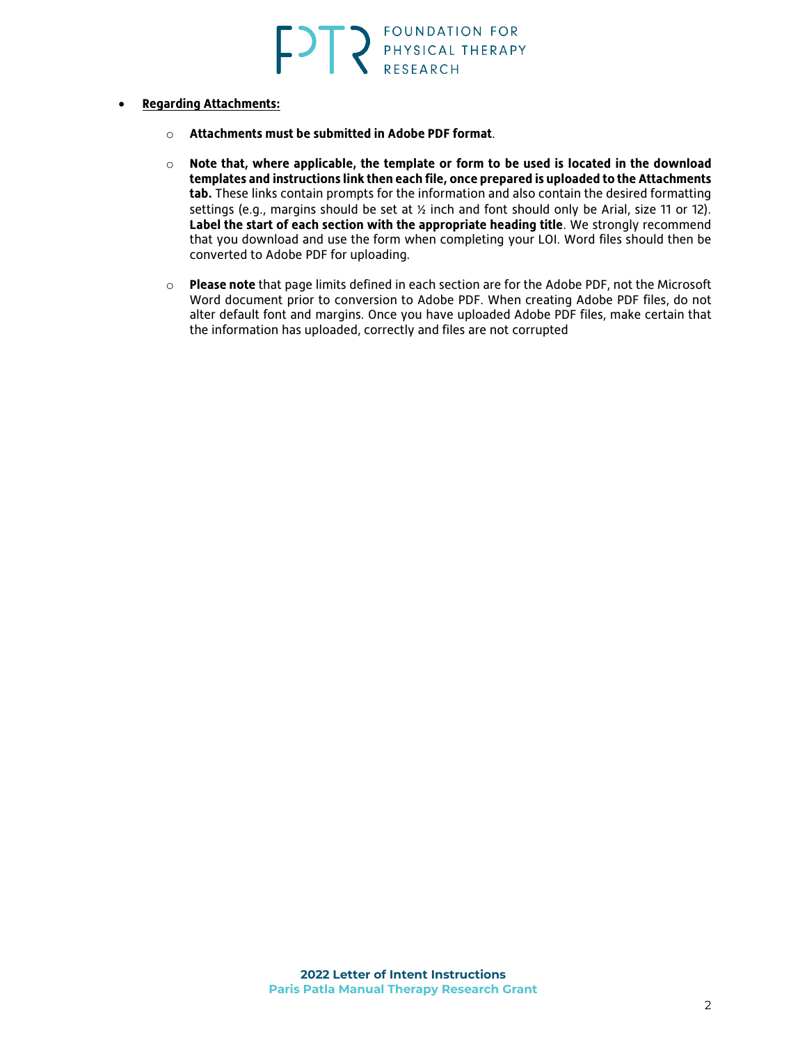- **Regarding Attachments:**

  - **Attachments must be submitted in Adobe PDF format**.

  - **Note that, where applicable, the template or form to be used is located in the download templates and instructions link then each file, once prepared is uploaded to the Attachments tab.** These links contain prompts for the information and also contain the desired formatting settings (e.g., margins should be set at ½ inch and font should only be Arial, size 11 or 12). **Label the start of each section with the appropriate heading title**. We strongly recommend that you download and use the form when completing your LOI. Word files should then be converted to Adobe PDF for uploading.

  - **Please note** that page limits defined in each section are for the Adobe PDF, not the Microsoft Word document prior to conversion to Adobe PDF. When creating Adobe PDF files, do not alter default font and margins. Once you have uploaded Adobe PDF files, make certain that the information has uploaded, correctly and files are not corrupted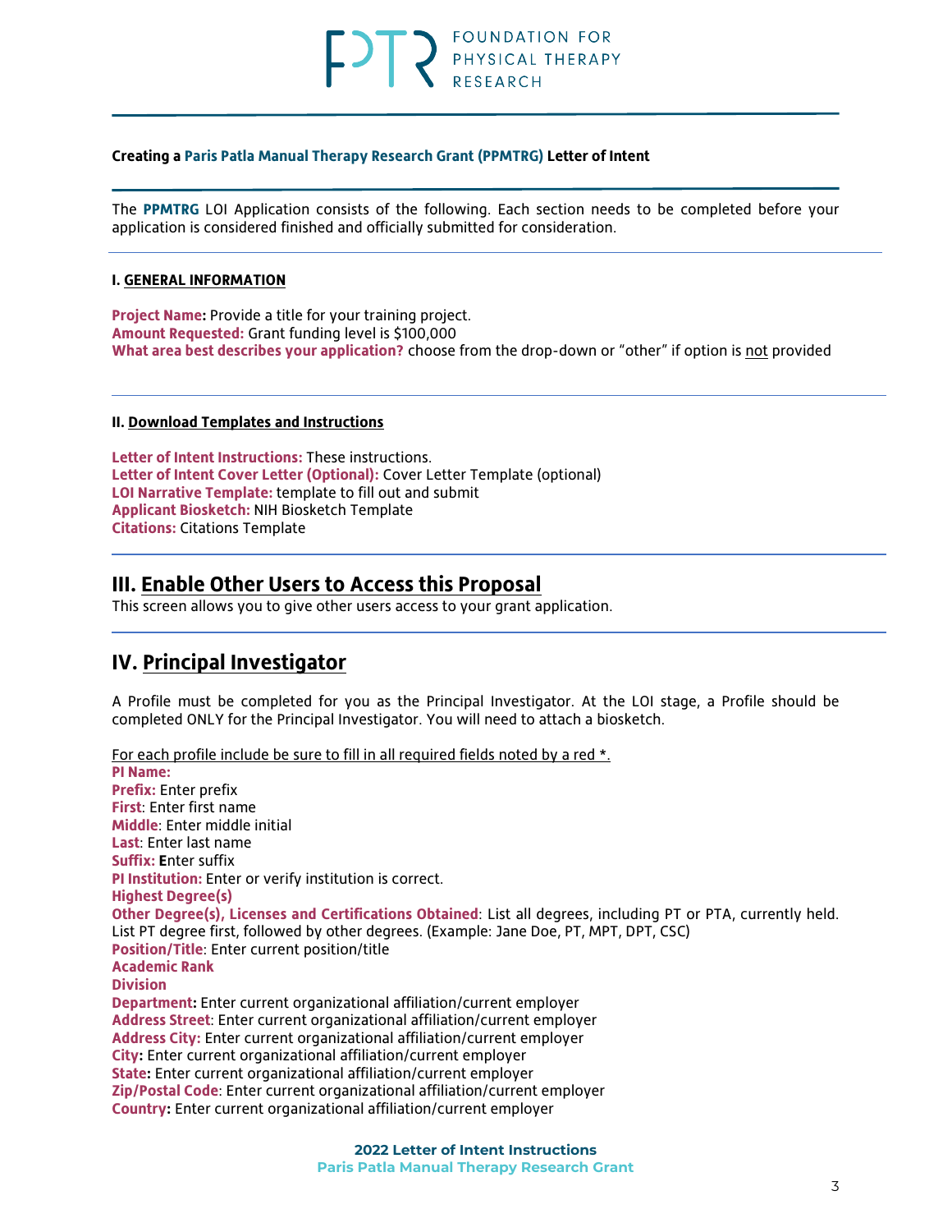**Creating a Paris Patla Manual Therapy Research Grant (PPMTRG) Letter of Intent**

The **PPMTRG** LOI Application consists of the following. Each section needs to be completed before your application is considered finished and officially submitted for consideration.

---

#### I. GENERAL INFORMATION

**Project Name:** Provide a title for your training project.
**Amount Requested:** Grant funding level is $100,000
**What area best describes your application?** choose from the drop-down or "other" if option is not provided

---

#### II. Download Templates and Instructions

**Letter of Intent Instructions:** These instructions.
**Letter of Intent Cover Letter (Optional):** Cover Letter Template (optional)
**LOI Narrative Template:** template to fill out and submit
**Applicant Biosketch:** NIH Biosketch Template
**Citations:** Citations Template

---

## III. Enable Other Users to Access this Proposal

This screen allows you to give other users access to your grant application.

---

## IV. Principal Investigator

A Profile must be completed for you as the Principal Investigator. At the LOI stage, a Profile should be completed ONLY for the Principal Investigator. You will need to attach a biosketch.

For each profile include be sure to fill in all required fields noted by a red *.
**PI Name:**
**Prefix:** Enter prefix
**First**: Enter first name
**Middle**: Enter middle initial
**Last**: Enter last name
**Suffix:** Enter suffix
**PI Institution:** Enter or verify institution is correct.
**Highest Degree(s)**
**Other Degree(s), Licenses and Certifications Obtained**: List all degrees, including PT or PTA, currently held. List PT degree first, followed by other degrees. (Example: Jane Doe, PT, MPT, DPT, CSC)
**Position/Title**: Enter current position/title
**Academic Rank**
**Division**
**Department:** Enter current organizational affiliation/current employer
**Address Street**: Enter current organizational affiliation/current employer
**Address City:** Enter current organizational affiliation/current employer
**City:** Enter current organizational affiliation/current employer
**State:** Enter current organizational affiliation/current employer
**Zip/Postal Code**: Enter current organizational affiliation/current employer
**Country:** Enter current organizational affiliation/current employer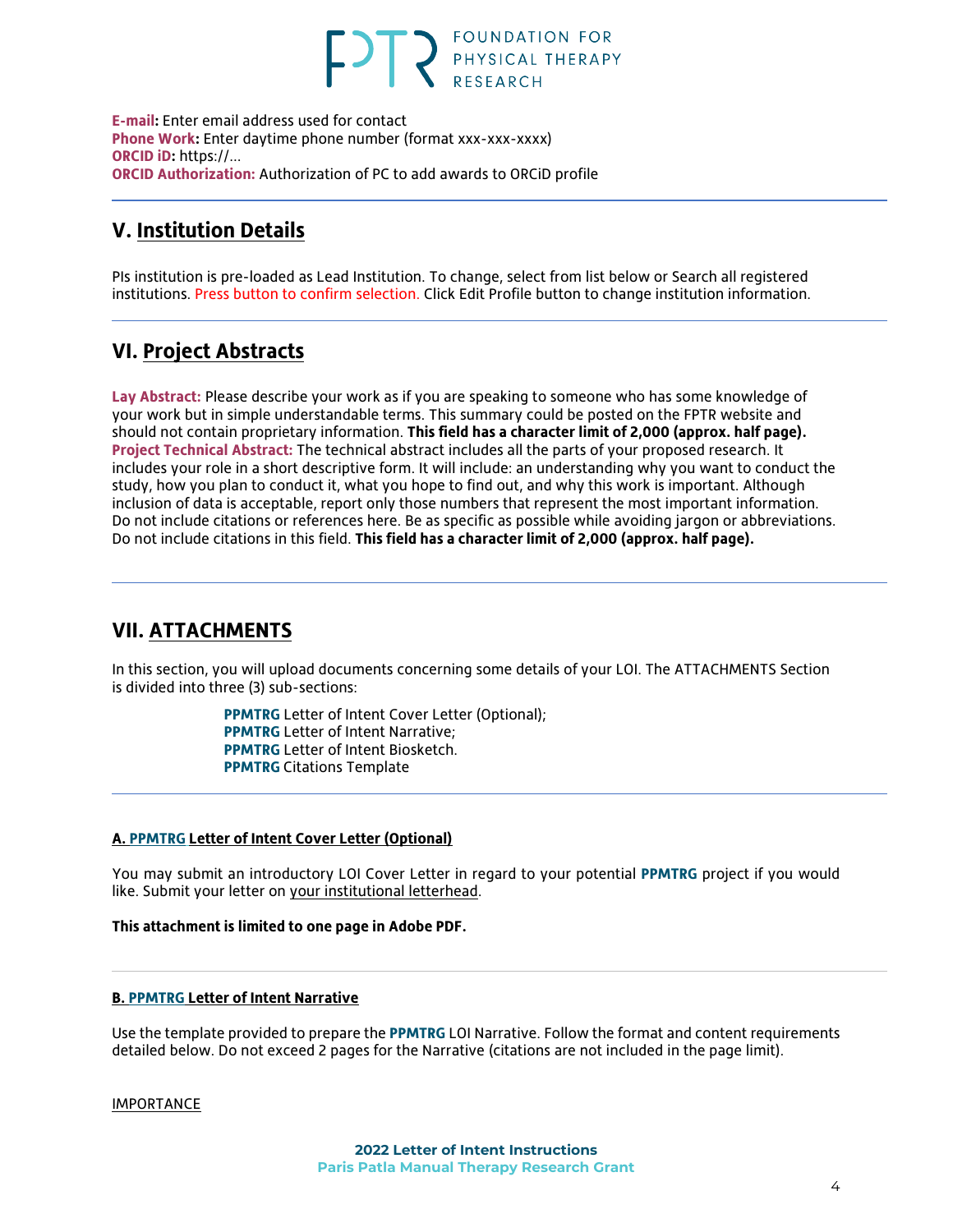**E-mail:** Enter email address used for contact
**Phone Work:** Enter daytime phone number (format xxx-xxx-xxxx)
**ORCID iD:** https://...
**ORCID Authorization:** Authorization of PC to add awards to ORCiD profile

## V. Institution Details

PIs institution is pre-loaded as Lead Institution. To change, select from list below or Search all registered institutions. Press button to confirm selection. Click Edit Profile button to change institution information.

## VI. Project Abstracts

**Lay Abstract:** Please describe your work as if you are speaking to someone who has some knowledge of your work but in simple understandable terms. This summary could be posted on the FPTR website and should not contain proprietary information. **This field has a character limit of 2,000 (approx. half page).**
**Project Technical Abstract:** The technical abstract includes all the parts of your proposed research. It includes your role in a short descriptive form. It will include: an understanding why you want to conduct the study, how you plan to conduct it, what you hope to find out, and why this work is important. Although inclusion of data is acceptable, report only those numbers that represent the most important information. Do not include citations or references here. Be as specific as possible while avoiding jargon or abbreviations. Do not include citations in this field. **This field has a character limit of 2,000 (approx. half page).**

## VII. ATTACHMENTS

In this section, you will upload documents concerning some details of your LOI. The ATTACHMENTS Section is divided into three (3) sub-sections:

**PPMTRG** Letter of Intent Cover Letter (Optional);
**PPMTRG** Letter of Intent Narrative;
**PPMTRG** Letter of Intent Biosketch.
**PPMTRG** Citations Template

### A. PPMTRG Letter of Intent Cover Letter (Optional)

You may submit an introductory LOI Cover Letter in regard to your potential **PPMTRG** project if you would like. Submit your letter on your institutional letterhead.

**This attachment is limited to one page in Adobe PDF.**

### B. PPMTRG Letter of Intent Narrative

Use the template provided to prepare the **PPMTRG** LOI Narrative. Follow the format and content requirements detailed below. Do not exceed 2 pages for the Narrative (citations are not included in the page limit).

IMPORTANCE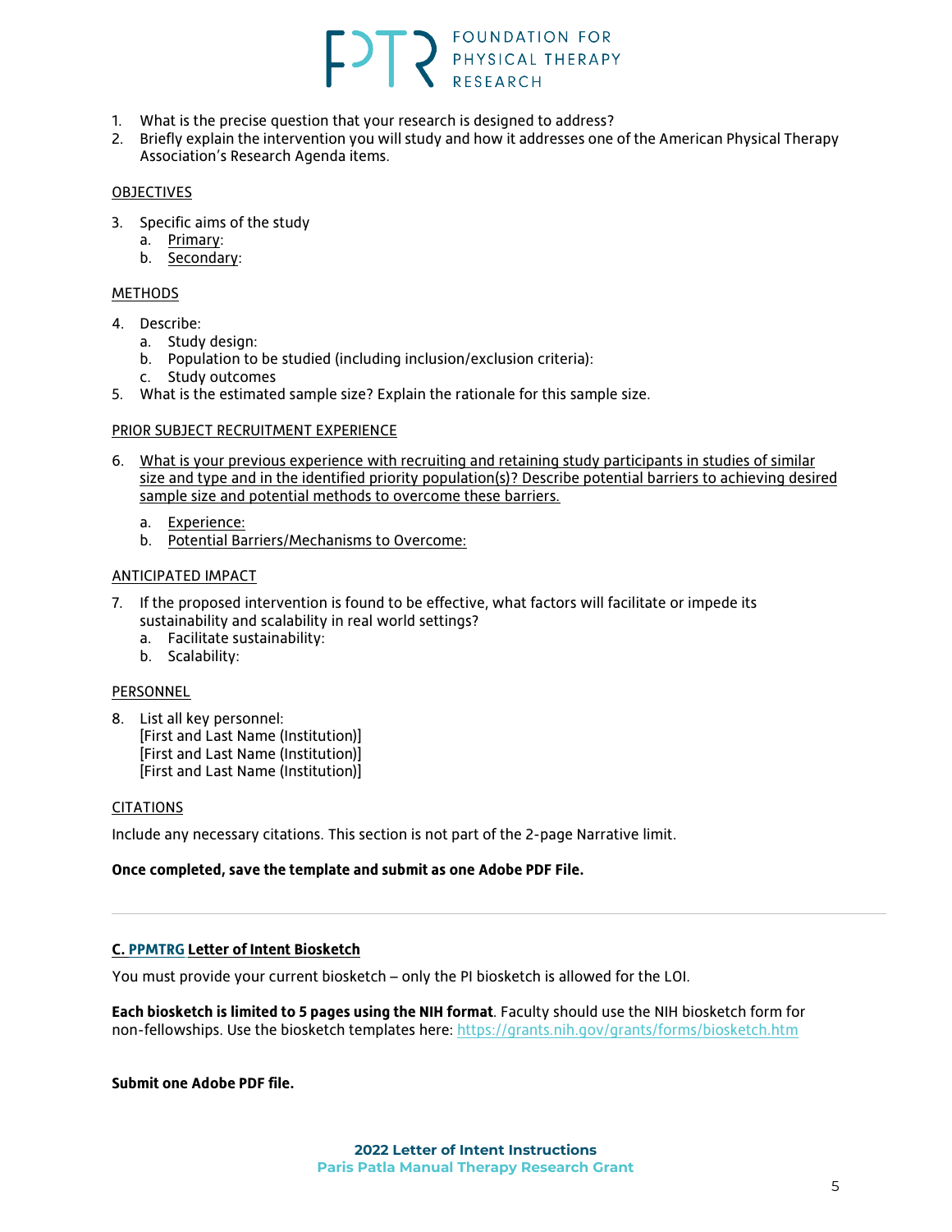1. What is the precise question that your research is designed to address?
2. Briefly explain the intervention you will study and how it addresses one of the American Physical Therapy Association's Research Agenda items.

OBJECTIVES

3. Specific aims of the study
   a. Primary:
   b. Secondary:

METHODS

4. Describe:
   a. Study design:
   b. Population to be studied (including inclusion/exclusion criteria):
   c. Study outcomes
5. What is the estimated sample size? Explain the rationale for this sample size.

PRIOR SUBJECT RECRUITMENT EXPERIENCE

6. What is your previous experience with recruiting and retaining study participants in studies of similar size and type and in the identified priority population(s)? Describe potential barriers to achieving desired sample size and potential methods to overcome these barriers.

   a. Experience:
   b. Potential Barriers/Mechanisms to Overcome:

ANTICIPATED IMPACT

7. If the proposed intervention is found to be effective, what factors will facilitate or impede its sustainability and scalability in real world settings?
   a. Facilitate sustainability:
   b. Scalability:

PERSONNEL

8. List all key personnel:
   [First and Last Name (Institution)]
   [First and Last Name (Institution)]
   [First and Last Name (Institution)]

CITATIONS

Include any necessary citations. This section is not part of the 2-page Narrative limit.

**Once completed, save the template and submit as one Adobe PDF File.**

---

### C. PPMTRG Letter of Intent Biosketch

You must provide your current biosketch – only the PI biosketch is allowed for the LOI.

**Each biosketch is limited to 5 pages using the NIH format**. Faculty should use the NIH biosketch form for non-fellowships. Use the biosketch templates here: https://grants.nih.gov/grants/forms/biosketch.htm

**Submit one Adobe PDF file.**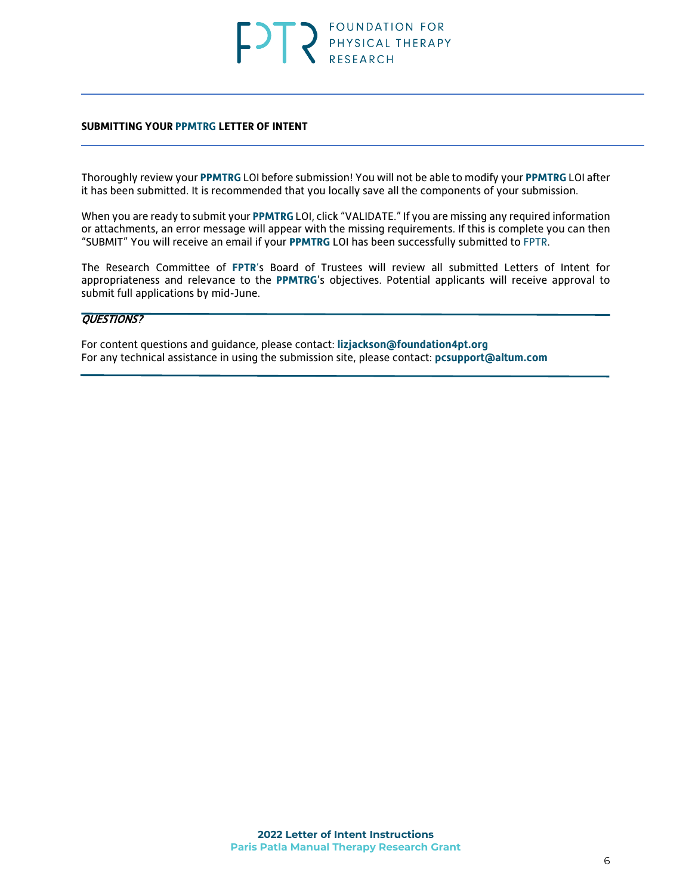## SUBMITTING YOUR PPMTRG LETTER OF INTENT

Thoroughly review your **PPMTRG** LOI before submission! You will not be able to modify your **PPMTRG** LOI after it has been submitted. It is recommended that you locally save all the components of your submission.

When you are ready to submit your **PPMTRG** LOI, click "VALIDATE." If you are missing any required information or attachments, an error message will appear with the missing requirements. If this is complete you can then "SUBMIT" You will receive an email if your **PPMTRG** LOI has been successfully submitted to FPTR.

The Research Committee of **FPTR**'s Board of Trustees will review all submitted Letters of Intent for appropriateness and relevance to the **PPMTRG**'s objectives. Potential applicants will receive approval to submit full applications by mid-June.

### *QUESTIONS?*

For content questions and guidance, please contact: **lizjackson@foundation4pt.org**
For any technical assistance in using the submission site, please contact: **pcsupport@altum.com**